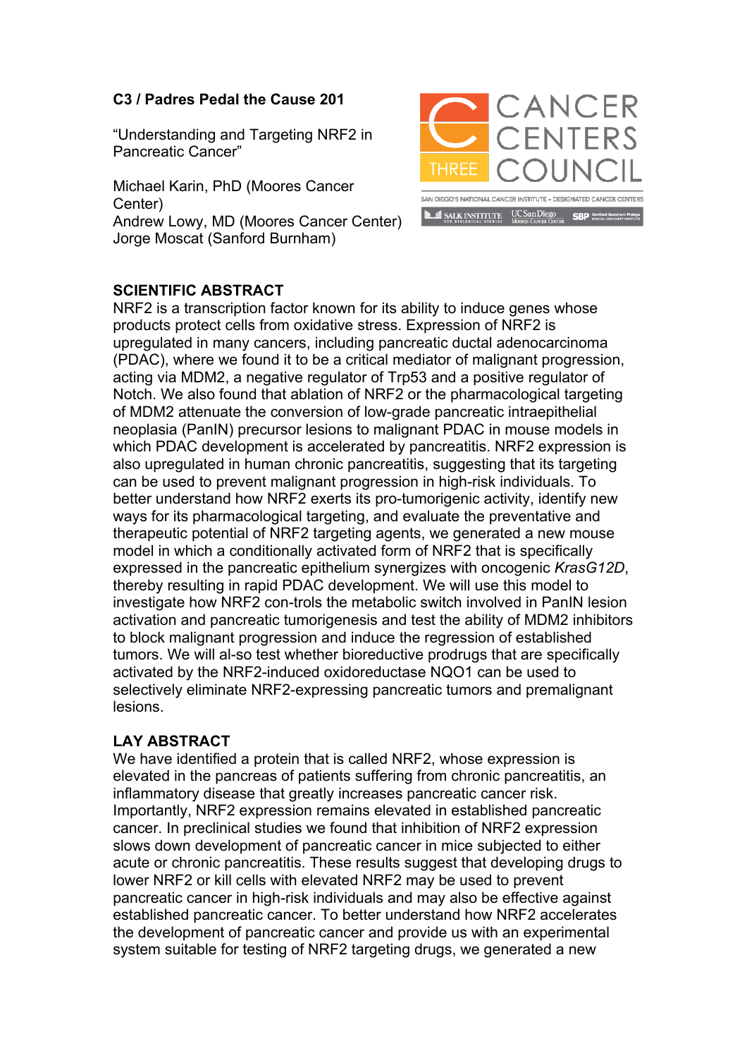**C3 / Padres Pedal the Cause 201**

"Understanding and Targeting NRF2 in Pancreatic Cancer"

Michael Karin, PhD (Moores Cancer Center)
Andrew Lowy, MD (Moores Cancer Center)
Jorge Moscat (Sanford Burnham)

CANCER CENTERS COUNCIL — THREE

SAN DIEGO'S NATIONAL CANCER INSTITUTE – DESIGNATED CANCER CENTERS

SALK INSTITUTE FOR BIOLOGICAL STUDIES · UC San Diego Moores Cancer Center · SBP Sanford Burnham Prebys Medical Discovery Institute

## SCIENTIFIC ABSTRACT

NRF2 is a transcription factor known for its ability to induce genes whose products protect cells from oxidative stress. Expression of NRF2 is upregulated in many cancers, including pancreatic ductal adenocarcinoma (PDAC), where we found it to be a critical mediator of malignant progression, acting via MDM2, a negative regulator of Trp53 and a positive regulator of Notch. We also found that ablation of NRF2 or the pharmacological targeting of MDM2 attenuate the conversion of low-grade pancreatic intraepithelial neoplasia (PanIN) precursor lesions to malignant PDAC in mouse models in which PDAC development is accelerated by pancreatitis. NRF2 expression is also upregulated in human chronic pancreatitis, suggesting that its targeting can be used to prevent malignant progression in high-risk individuals. To better understand how NRF2 exerts its pro-tumorigenic activity, identify new ways for its pharmacological targeting, and evaluate the preventative and therapeutic potential of NRF2 targeting agents, we generated a new mouse model in which a conditionally activated form of NRF2 that is specifically expressed in the pancreatic epithelium synergizes with oncogenic *KrasG12D*, thereby resulting in rapid PDAC development. We will use this model to investigate how NRF2 con-trols the metabolic switch involved in PanIN lesion activation and pancreatic tumorigenesis and test the ability of MDM2 inhibitors to block malignant progression and induce the regression of established tumors. We will al-so test whether bioreductive prodrugs that are specifically activated by the NRF2-induced oxidoreductase NQO1 can be used to selectively eliminate NRF2-expressing pancreatic tumors and premalignant lesions.

## LAY ABSTRACT

We have identified a protein that is called NRF2, whose expression is elevated in the pancreas of patients suffering from chronic pancreatitis, an inflammatory disease that greatly increases pancreatic cancer risk. Importantly, NRF2 expression remains elevated in established pancreatic cancer. In preclinical studies we found that inhibition of NRF2 expression slows down development of pancreatic cancer in mice subjected to either acute or chronic pancreatitis. These results suggest that developing drugs to lower NRF2 or kill cells with elevated NRF2 may be used to prevent pancreatic cancer in high-risk individuals and may also be effective against established pancreatic cancer. To better understand how NRF2 accelerates the development of pancreatic cancer and provide us with an experimental system suitable for testing of NRF2 targeting drugs, we generated a new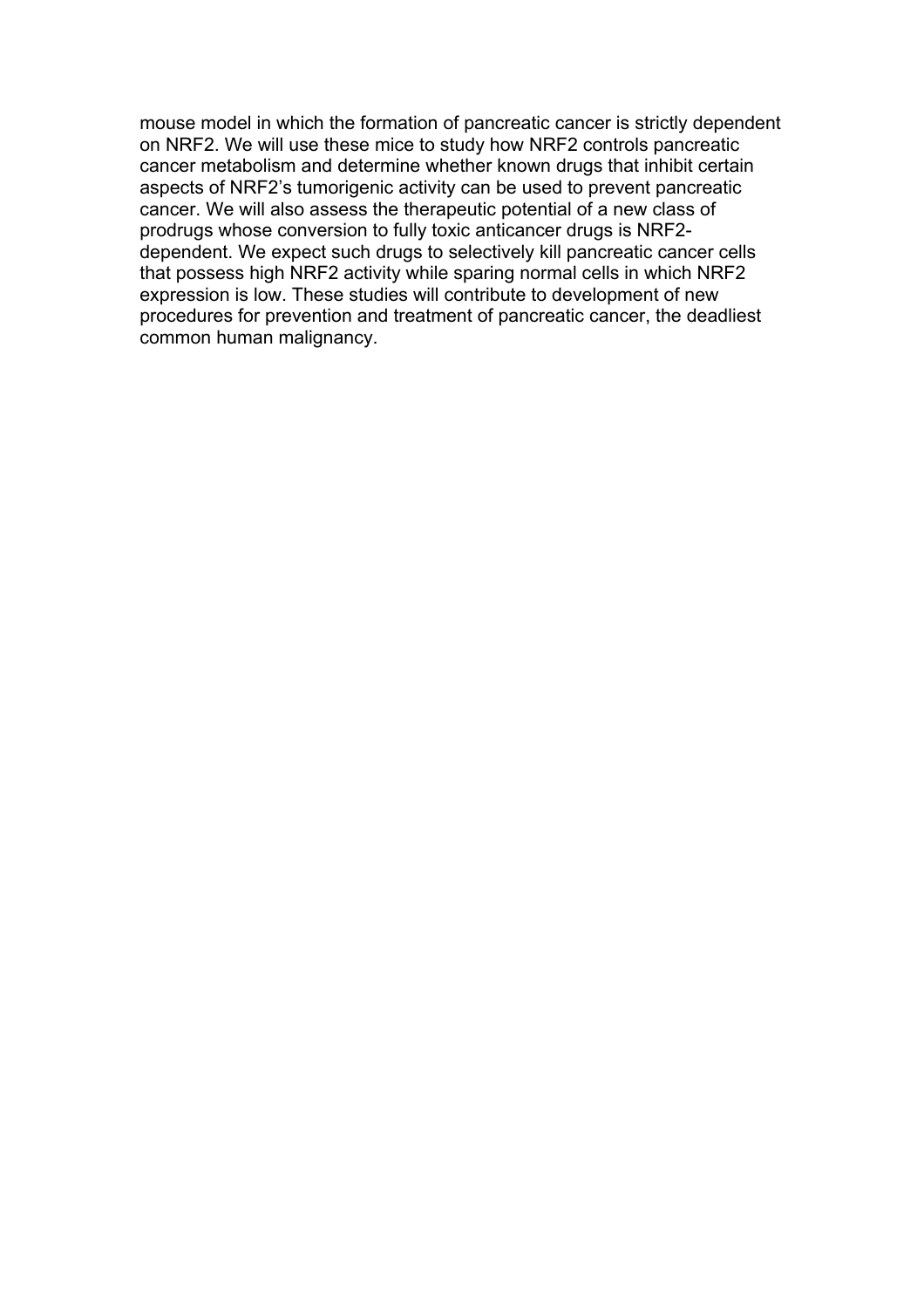mouse model in which the formation of pancreatic cancer is strictly dependent on NRF2. We will use these mice to study how NRF2 controls pancreatic cancer metabolism and determine whether known drugs that inhibit certain aspects of NRF2's tumorigenic activity can be used to prevent pancreatic cancer. We will also assess the therapeutic potential of a new class of prodrugs whose conversion to fully toxic anticancer drugs is NRF2-dependent. We expect such drugs to selectively kill pancreatic cancer cells that possess high NRF2 activity while sparing normal cells in which NRF2 expression is low. These studies will contribute to development of new procedures for prevention and treatment of pancreatic cancer, the deadliest common human malignancy.